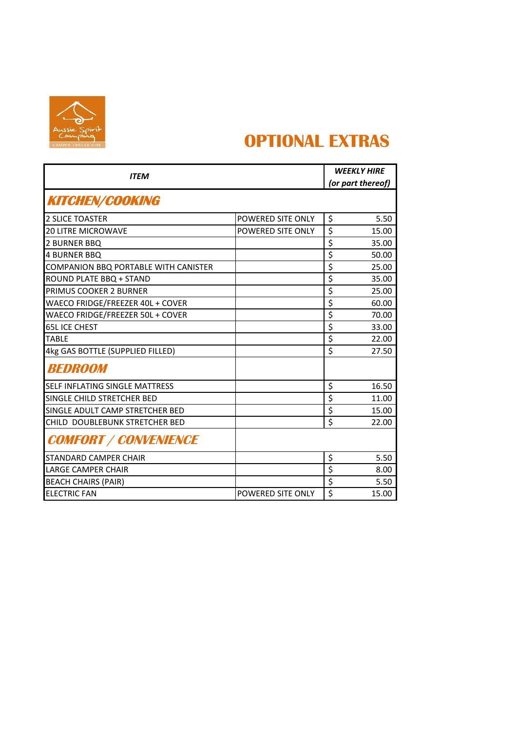Aussie Spirit Camping
CAMPER TRAILER HIRE

# OPTIONAL EXTRAS

| *ITEM* | | *WEEKLY HIRE (or part thereof)* |
|---|---|---|
| ***KITCHEN/COOKING*** | | |
| 2 SLICE TOASTER | POWERED SITE ONLY | $ 5.50 |
| 20 LITRE MICROWAVE | POWERED SITE ONLY | $ 15.00 |
| 2 BURNER BBQ | | $ 35.00 |
| 4 BURNER BBQ | | $ 50.00 |
| COMPANION BBQ PORTABLE WITH CANISTER | | $ 25.00 |
| ROUND PLATE BBQ + STAND | | $ 35.00 |
| PRIMUS COOKER 2 BURNER | | $ 25.00 |
| WAECO FRIDGE/FREEZER 40L + COVER | | $ 60.00 |
| WAECO FRIDGE/FREEZER 50L + COVER | | $ 70.00 |
| 65L ICE CHEST | | $ 33.00 |
| TABLE | | $ 22.00 |
| 4kg GAS BOTTLE (SUPPLIED FILLED) | | $ 27.50 |
| ***BEDROOM*** | | |
| SELF INFLATING SINGLE MATTRESS | | $ 16.50 |
| SINGLE CHILD STRETCHER BED | | $ 11.00 |
| SINGLE ADULT CAMP STRETCHER BED | | $ 15.00 |
| CHILD DOUBLEBUNK STRETCHER BED | | $ 22.00 |
| ***COMFORT / CONVENIENCE*** | | |
| STANDARD CAMPER CHAIR | | $ 5.50 |
| LARGE CAMPER CHAIR | | $ 8.00 |
| BEACH CHAIRS (PAIR) | | $ 5.50 |
| ELECTRIC FAN | POWERED SITE ONLY | $ 15.00 |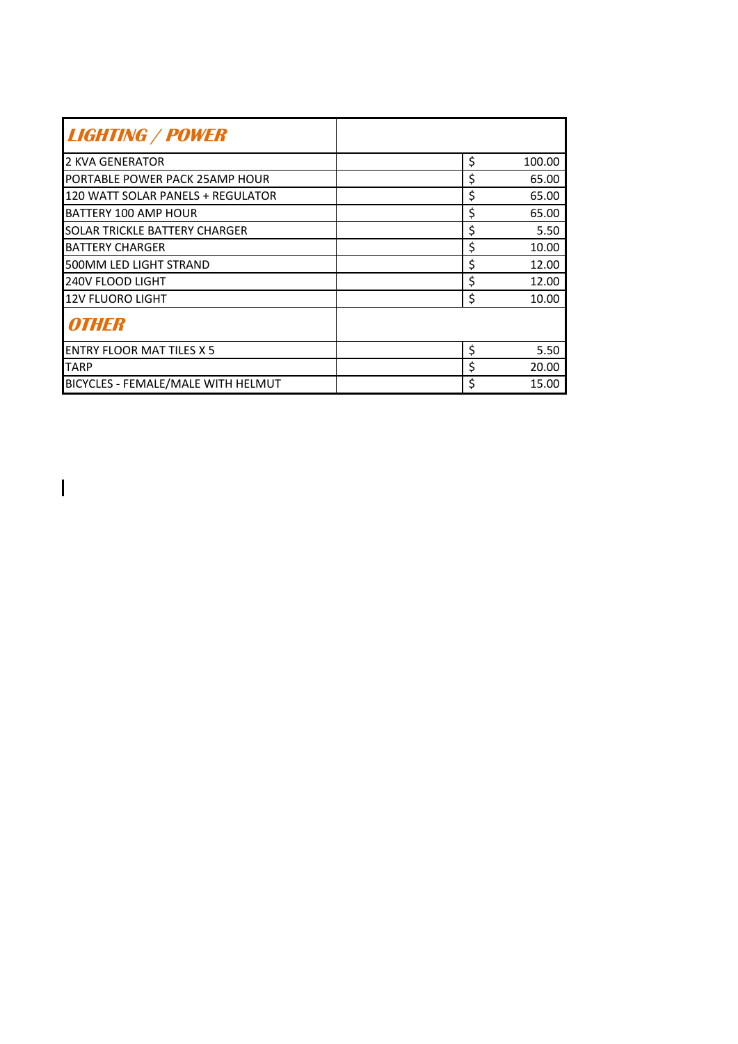| LIGHTING / POWER | | | |
|---|---|---|---|
| 2 KVA GENERATOR | | $ | 100.00 |
| PORTABLE POWER PACK 25AMP HOUR | | $ | 65.00 |
| 120 WATT SOLAR PANELS + REGULATOR | | $ | 65.00 |
| BATTERY 100 AMP HOUR | | $ | 65.00 |
| SOLAR TRICKLE BATTERY CHARGER | | $ | 5.50 |
| BATTERY CHARGER | | $ | 10.00 |
| 500MM LED LIGHT STRAND | | $ | 12.00 |
| 240V FLOOD LIGHT | | $ | 12.00 |
| 12V FLUORO LIGHT | | $ | 10.00 |
| **OTHER** | | | |
| ENTRY FLOOR MAT TILES X 5 | | $ | 5.50 |
| TARP | | $ | 20.00 |
| BICYCLES - FEMALE/MALE WITH HELMUT | | $ | 15.00 |